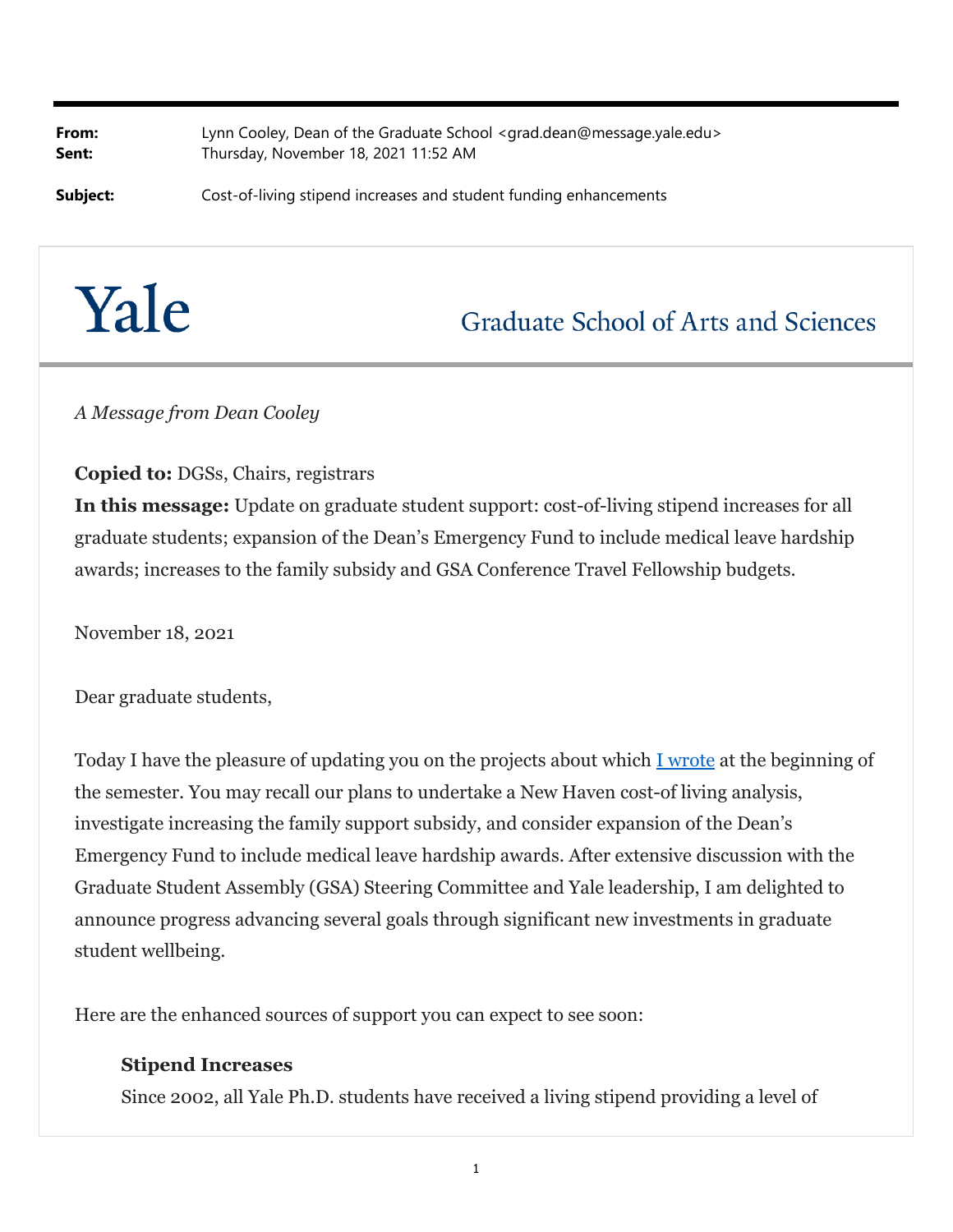**From:** Lynn Cooley, Dean of the Graduate School <grad.dean@message.yale.edu>
**Sent:** Thursday, November 18, 2021 11:52 AM

**Subject:** Cost-of-living stipend increases and student funding enhancements

# Yale

## Graduate School of Arts and Sciences

*A Message from Dean Cooley*

**Copied to:** DGSs, Chairs, registrars
**In this message:** Update on graduate student support: cost-of-living stipend increases for all graduate students; expansion of the Dean's Emergency Fund to include medical leave hardship awards; increases to the family subsidy and GSA Conference Travel Fellowship budgets.

November 18, 2021

Dear graduate students,

Today I have the pleasure of updating you on the projects about which I wrote at the beginning of the semester. You may recall our plans to undertake a New Haven cost-of living analysis, investigate increasing the family support subsidy, and consider expansion of the Dean's Emergency Fund to include medical leave hardship awards. After extensive discussion with the Graduate Student Assembly (GSA) Steering Committee and Yale leadership, I am delighted to announce progress advancing several goals through significant new investments in graduate student wellbeing.

Here are the enhanced sources of support you can expect to see soon:

**Stipend Increases**
Since 2002, all Yale Ph.D. students have received a living stipend providing a level of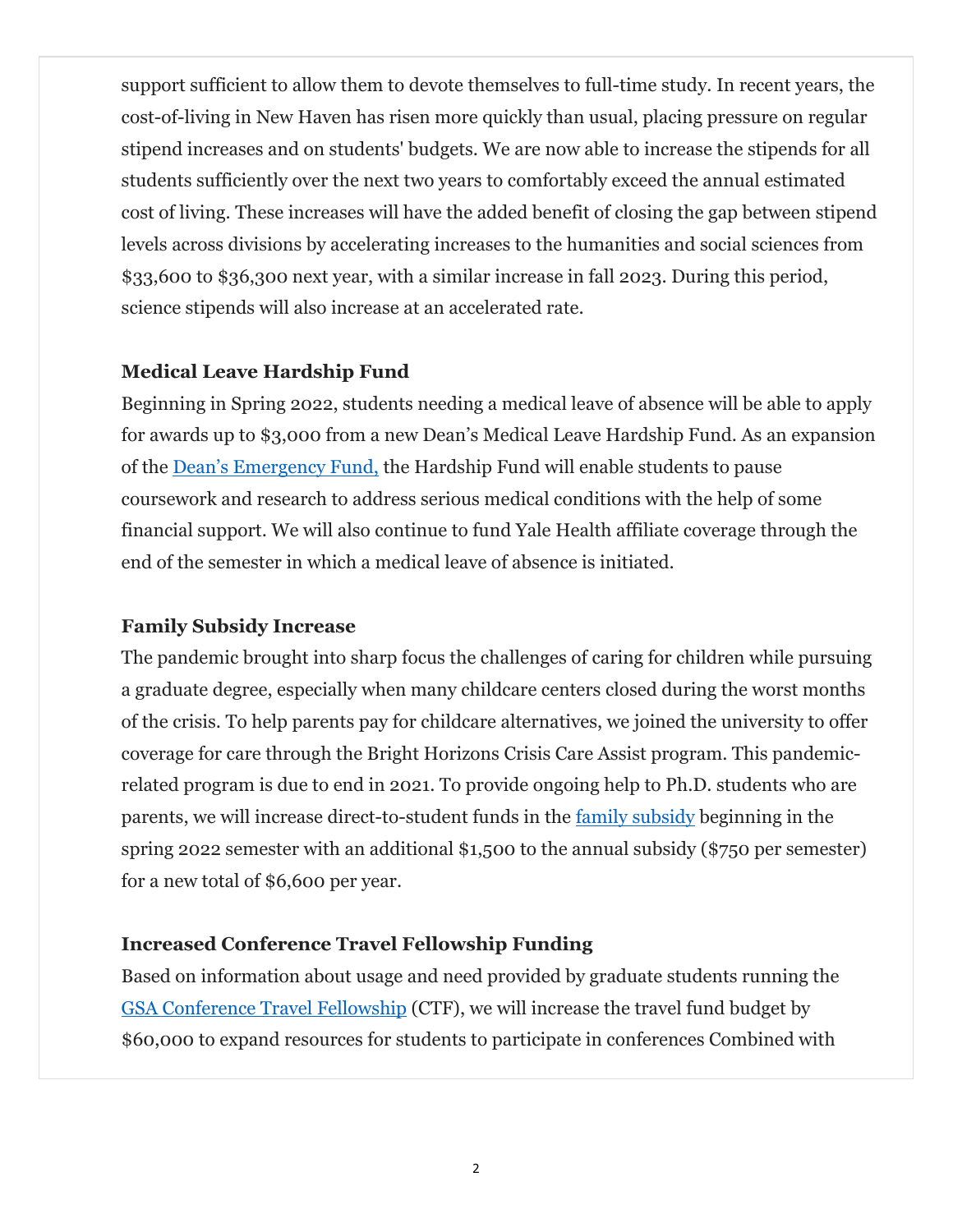support sufficient to allow them to devote themselves to full-time study. In recent years, the cost-of-living in New Haven has risen more quickly than usual, placing pressure on regular stipend increases and on students' budgets. We are now able to increase the stipends for all students sufficiently over the next two years to comfortably exceed the annual estimated cost of living. These increases will have the added benefit of closing the gap between stipend levels across divisions by accelerating increases to the humanities and social sciences from $33,600 to $36,300 next year, with a similar increase in fall 2023. During this period, science stipends will also increase at an accelerated rate.

**Medical Leave Hardship Fund**

Beginning in Spring 2022, students needing a medical leave of absence will be able to apply for awards up to $3,000 from a new Dean's Medical Leave Hardship Fund. As an expansion of the Dean's Emergency Fund, the Hardship Fund will enable students to pause coursework and research to address serious medical conditions with the help of some financial support. We will also continue to fund Yale Health affiliate coverage through the end of the semester in which a medical leave of absence is initiated.

**Family Subsidy Increase**

The pandemic brought into sharp focus the challenges of caring for children while pursuing a graduate degree, especially when many childcare centers closed during the worst months of the crisis. To help parents pay for childcare alternatives, we joined the university to offer coverage for care through the Bright Horizons Crisis Care Assist program. This pandemic-related program is due to end in 2021. To provide ongoing help to Ph.D. students who are parents, we will increase direct-to-student funds in the family subsidy beginning in the spring 2022 semester with an additional $1,500 to the annual subsidy ($750 per semester) for a new total of $6,600 per year.

**Increased Conference Travel Fellowship Funding**

Based on information about usage and need provided by graduate students running the GSA Conference Travel Fellowship (CTF), we will increase the travel fund budget by $60,000 to expand resources for students to participate in conferences Combined with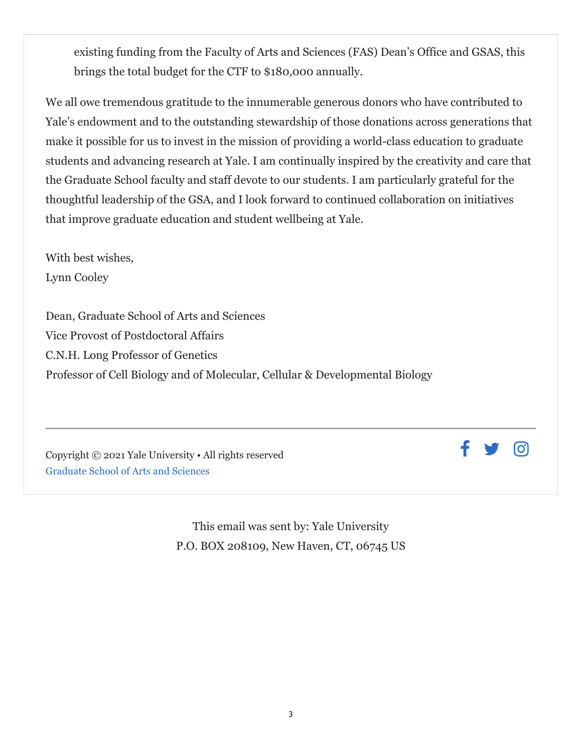existing funding from the Faculty of Arts and Sciences (FAS) Dean's Office and GSAS, this brings the total budget for the CTF to $180,000 annually.

We all owe tremendous gratitude to the innumerable generous donors who have contributed to Yale's endowment and to the outstanding stewardship of those donations across generations that make it possible for us to invest in the mission of providing a world-class education to graduate students and advancing research at Yale. I am continually inspired by the creativity and care that the Graduate School faculty and staff devote to our students. I am particularly grateful for the thoughtful leadership of the GSA, and I look forward to continued collaboration on initiatives that improve graduate education and student wellbeing at Yale.

With best wishes,
Lynn Cooley

Dean, Graduate School of Arts and Sciences
Vice Provost of Postdoctoral Affairs
C.N.H. Long Professor of Genetics
Professor of Cell Biology and of Molecular, Cellular & Developmental Biology

---

Copyright © 2021 Yale University • All rights reserved
Graduate School of Arts and Sciences

This email was sent by: Yale University
P.O. BOX 208109, New Haven, CT, 06745 US